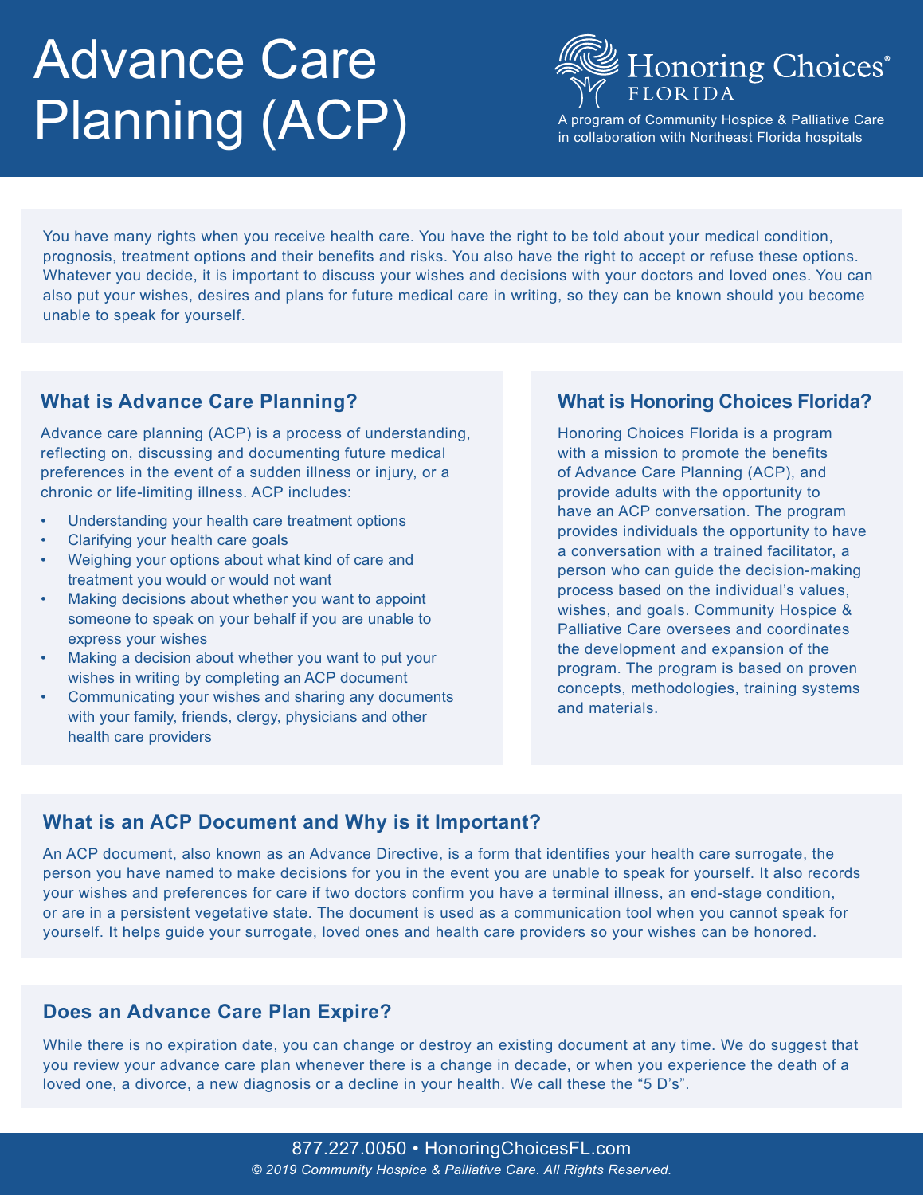# Advance Care Planning (ACP)

Honoring Choices® FLORIDA

A program of Community Hospice & Palliative Care in collaboration with Northeast Florida hospitals

You have many rights when you receive health care. You have the right to be told about your medical condition, prognosis, treatment options and their benefits and risks. You also have the right to accept or refuse these options. Whatever you decide, it is important to discuss your wishes and decisions with your doctors and loved ones. You can also put your wishes, desires and plans for future medical care in writing, so they can be known should you become unable to speak for yourself.

## What is Advance Care Planning?

Advance care planning (ACP) is a process of understanding, reflecting on, discussing and documenting future medical preferences in the event of a sudden illness or injury, or a chronic or life-limiting illness. ACP includes:

- Understanding your health care treatment options
- Clarifying your health care goals
- Weighing your options about what kind of care and treatment you would or would not want
- Making decisions about whether you want to appoint someone to speak on your behalf if you are unable to express your wishes
- Making a decision about whether you want to put your wishes in writing by completing an ACP document
- Communicating your wishes and sharing any documents with your family, friends, clergy, physicians and other health care providers

## What is Honoring Choices Florida?

Honoring Choices Florida is a program with a mission to promote the benefits of Advance Care Planning (ACP), and provide adults with the opportunity to have an ACP conversation. The program provides individuals the opportunity to have a conversation with a trained facilitator, a person who can guide the decision-making process based on the individual's values, wishes, and goals. Community Hospice & Palliative Care oversees and coordinates the development and expansion of the program. The program is based on proven concepts, methodologies, training systems and materials.

## What is an ACP Document and Why is it Important?

An ACP document, also known as an Advance Directive, is a form that identifies your health care surrogate, the person you have named to make decisions for you in the event you are unable to speak for yourself. It also records your wishes and preferences for care if two doctors confirm you have a terminal illness, an end-stage condition, or are in a persistent vegetative state. The document is used as a communication tool when you cannot speak for yourself. It helps guide your surrogate, loved ones and health care providers so your wishes can be honored.

## Does an Advance Care Plan Expire?

While there is no expiration date, you can change or destroy an existing document at any time. We do suggest that you review your advance care plan whenever there is a change in decade, or when you experience the death of a loved one, a divorce, a new diagnosis or a decline in your health. We call these the "5 D's".

877.227.0050 • HonoringChoicesFL.com

*© 2019 Community Hospice & Palliative Care. All Rights Reserved.*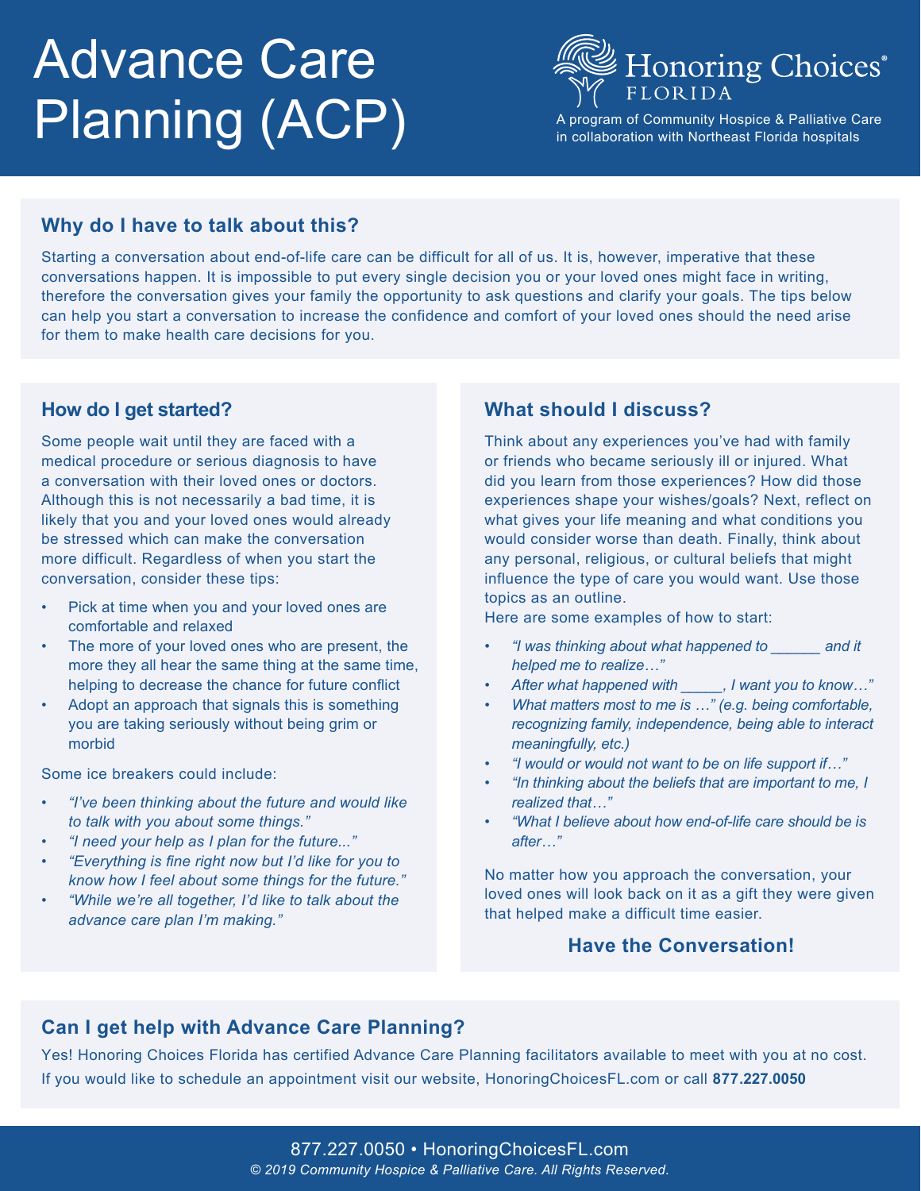# Advance Care Planning (ACP)

Honoring Choices® FLORIDA

A program of Community Hospice & Palliative Care in collaboration with Northeast Florida hospitals

## Why do I have to talk about this?

Starting a conversation about end-of-life care can be difficult for all of us. It is, however, imperative that these conversations happen. It is impossible to put every single decision you or your loved ones might face in writing, therefore the conversation gives your family the opportunity to ask questions and clarify your goals. The tips below can help you start a conversation to increase the confidence and comfort of your loved ones should the need arise for them to make health care decisions for you.

## How do I get started?

Some people wait until they are faced with a medical procedure or serious diagnosis to have a conversation with their loved ones or doctors. Although this is not necessarily a bad time, it is likely that you and your loved ones would already be stressed which can make the conversation more difficult. Regardless of when you start the conversation, consider these tips:

- Pick at time when you and your loved ones are comfortable and relaxed
- The more of your loved ones who are present, the more they all hear the same thing at the same time, helping to decrease the chance for future conflict
- Adopt an approach that signals this is something you are taking seriously without being grim or morbid

Some ice breakers could include:

- *"I've been thinking about the future and would like to talk with you about some things."*
- *"I need your help as I plan for the future..."*
- *"Everything is fine right now but I'd like for you to know how I feel about some things for the future."*
- *"While we're all together, I'd like to talk about the advance care plan I'm making."*

## What should I discuss?

Think about any experiences you've had with family or friends who became seriously ill or injured. What did you learn from those experiences? How did those experiences shape your wishes/goals? Next, reflect on what gives your life meaning and what conditions you would consider worse than death. Finally, think about any personal, religious, or cultural beliefs that might influence the type of care you would want. Use those topics as an outline.

Here are some examples of how to start:

- *"I was thinking about what happened to ______ and it helped me to realize…"*
- *After what happened with _____, I want you to know…"*
- *What matters most to me is …" (e.g. being comfortable, recognizing family, independence, being able to interact meaningfully, etc.)*
- *"I would or would not want to be on life support if…"*
- *"In thinking about the beliefs that are important to me, I realized that…"*
- *"What I believe about how end-of-life care should be is after…"*

No matter how you approach the conversation, your loved ones will look back on it as a gift they were given that helped make a difficult time easier.

**Have the Conversation!**

## Can I get help with Advance Care Planning?

Yes! Honoring Choices Florida has certified Advance Care Planning facilitators available to meet with you at no cost. If you would like to schedule an appointment visit our website, HonoringChoicesFL.com or call **877.227.0050**

877.227.0050 • HonoringChoicesFL.com

*© 2019 Community Hospice & Palliative Care. All Rights Reserved.*